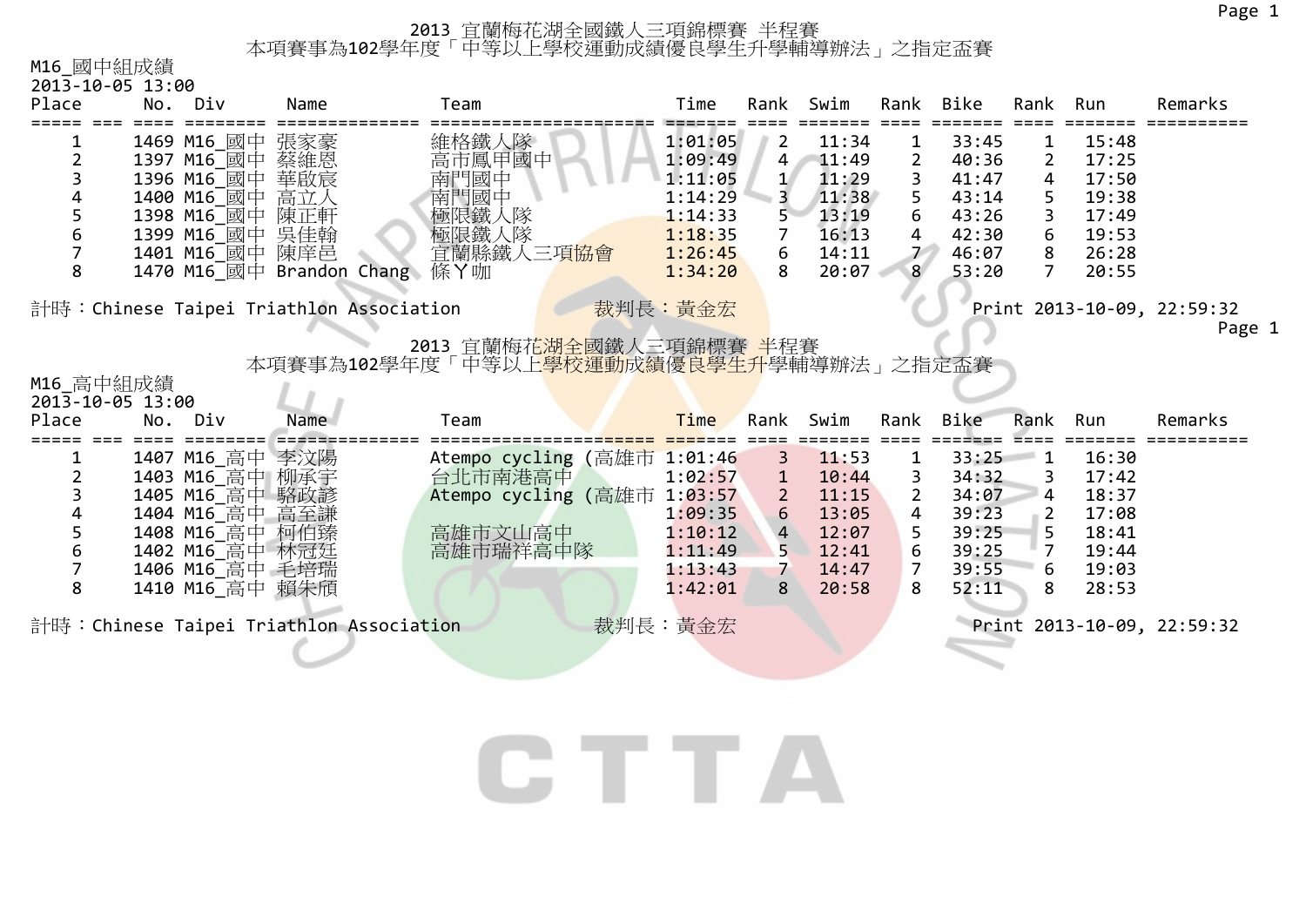# 2013 宜蘭梅花湖全國鐵人三項錦標賽 半程賽

本項賽事為102學年度「中等以上學校運動成績優良學生升學輔導辦法」之指定盃賽

M16_國中組成績

2013-10-05 13:00

| Place | No. | Div | Name | Team | Time | Rank | Swim | Rank | Bike | Rank | Run | Remarks |
|---|---|---|---|---|---|---|---|---|---|---|---|---|
| 1 | 1469 | M16_國中 | 張家豪 | 維格鐵人隊 | 1:01:05 | 2 | 11:34 | 1 | 33:45 | 1 | 15:48 | |
| 2 | 1397 | M16_國中 | 蔡維恩 | 高市鳳甲國中 | 1:09:49 | 4 | 11:49 | 2 | 40:36 | 2 | 17:25 | |
| 3 | 1396 | M16_國中 | 華啟宸 | 南門國中 | 1:11:05 | 1 | 11:29 | 3 | 41:47 | 4 | 17:50 | |
| 4 | 1400 | M16_國中 | 高立人 | 南門國中 | 1:14:29 | 3 | 11:38 | 5 | 43:14 | 5 | 19:38 | |
| 5 | 1398 | M16_國中 | 陳正軒 | 極限鐵人隊 | 1:14:33 | 5 | 13:19 | 6 | 43:26 | 3 | 17:49 | |
| 6 | 1399 | M16_國中 | 吳佳翰 | 極限鐵人隊 | 1:18:35 | 7 | 16:13 | 4 | 42:30 | 6 | 19:53 | |
| 7 | 1401 | M16_國中 | 陳庠邑 | 宜蘭縣鐵人三項協會 | 1:26:45 | 6 | 14:11 | 7 | 46:07 | 8 | 26:28 | |
| 8 | 1470 | M16_國中 | Brandon Chang | 條丫咖 | 1:34:20 | 8 | 20:07 | 8 | 53:20 | 7 | 20:55 | |

計時：Chinese Taipei Triathlon Association 裁判長：黃金宏 Print 2013-10-09, 22:59:32

# 2013 宜蘭梅花湖全國鐵人三項錦標賽 半程賽

本項賽事為102學年度「中等以上學校運動成績優良學生升學輔導辦法」之指定盃賽

M16_高中組成績

2013-10-05 13:00

| Place | No. | Div | Name | Team | Time | Rank | Swim | Rank | Bike | Rank | Run | Remarks |
|---|---|---|---|---|---|---|---|---|---|---|---|---|
| 1 | 1407 | M16_高中 | 李汶陽 | Atempo cycling (高雄市 | 1:01:46 | 3 | 11:53 | 1 | 33:25 | 1 | 16:30 | |
| 2 | 1403 | M16_高中 | 柳承宇 | 台北市南港高中 | 1:02:57 | 1 | 10:44 | 3 | 34:32 | 3 | 17:42 | |
| 3 | 1405 | M16_高中 | 駱政諺 | Atempo cycling (高雄市 | 1:03:57 | 2 | 11:15 | 2 | 34:07 | 4 | 18:37 | |
| 4 | 1404 | M16_高中 | 高至謙 | | 1:09:35 | 6 | 13:05 | 4 | 39:23 | 2 | 17:08 | |
| 5 | 1408 | M16_高中 | 柯伯臻 | 高雄市文山高中 | 1:10:12 | 4 | 12:07 | 5 | 39:25 | 5 | 18:41 | |
| 6 | 1402 | M16_高中 | 林冠廷 | 高雄市瑞祥高中隊 | 1:11:49 | 5 | 12:41 | 6 | 39:25 | 7 | 19:44 | |
| 7 | 1406 | M16_高中 | 毛培瑞 | | 1:13:43 | 7 | 14:47 | 7 | 39:55 | 6 | 19:03 | |
| 8 | 1410 | M16_高中 | 賴朱頎 | | 1:42:01 | 8 | 20:58 | 8 | 52:11 | 8 | 28:53 | |

計時：Chinese Taipei Triathlon Association 裁判長：黃金宏 Print 2013-10-09, 22:59:32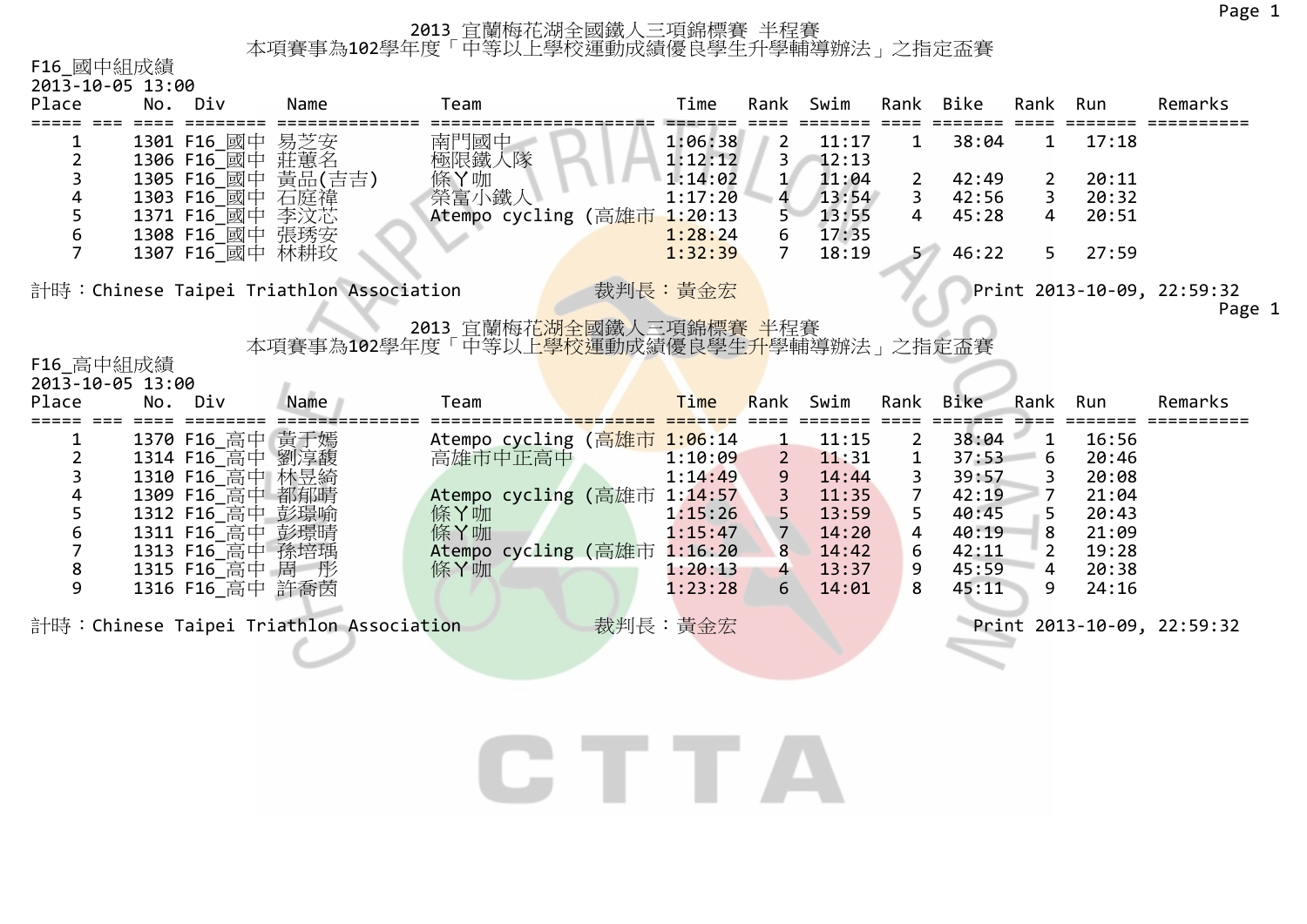2013 宜蘭梅花湖全國鐵人三項錦標賽 半程賽

本項賽事為102學年度「中等以上學校運動成績優良學生升學輔導辦法」之指定盃賽

F16_國中組成績

2013-10-05 13:00

| Place | No. | Div | Name | Team | Time | Rank | Swim | Rank | Bike | Rank | Run | Remarks |
|---|---|---|---|---|---|---|---|---|---|---|---|---|
| 1 | 1301 | F16_國中 | 易芝安 | 南門國中 | 1:06:38 | 2 | 11:17 | 1 | 38:04 | 1 | 17:18 | |
| 2 | 1306 | F16_國中 | 莊蕙名 | 極限鐵人隊 | 1:12:12 | 3 | 12:13 | | | | | |
| 3 | 1305 | F16_國中 | 黃品(吉吉) | 條ㄚ咖 | 1:14:02 | 1 | 11:04 | 2 | 42:49 | 2 | 20:11 | |
| 4 | 1303 | F16_國中 | 石庭禕 | 榮富小鐵人 | 1:17:20 | 4 | 13:54 | 3 | 42:56 | 3 | 20:32 | |
| 5 | 1371 | F16_國中 | 李汶芯 | Atempo cycling (高雄市 | 1:20:13 | 5 | 13:55 | 4 | 45:28 | 4 | 20:51 | |
| 6 | 1308 | F16_國中 | 張琇安 | | 1:28:24 | 6 | 17:35 | | | | | |
| 7 | 1307 | F16_國中 | 林耕玫 | | 1:32:39 | 7 | 18:19 | 5 | 46:22 | 5 | 27:59 | |

計時：Chinese Taipei Triathlon Association　　裁判長：黃金宏　　Print 2013-10-09, 22:59:32

2013 宜蘭梅花湖全國鐵人三項錦標賽 半程賽

本項賽事為102學年度「中等以上學校運動成績優良學生升學輔導辦法」之指定盃賽

F16_高中組成績

2013-10-05 13:00

| Place | No. | Div | Name | Team | Time | Rank | Swim | Rank | Bike | Rank | Run | Remarks |
|---|---|---|---|---|---|---|---|---|---|---|---|---|
| 1 | 1370 | F16_高中 | 黃于嫣 | Atempo cycling (高雄市 | 1:06:14 | 1 | 11:15 | 2 | 38:04 | 1 | 16:56 | |
| 2 | 1314 | F16_高中 | 劉淳馥 | 高雄市中正高中 | 1:10:09 | 2 | 11:31 | 1 | 37:53 | 6 | 20:46 | |
| 3 | 1310 | F16_高中 | 林昱綺 | | 1:14:49 | 9 | 14:44 | 3 | 39:57 | 3 | 20:08 | |
| 4 | 1309 | F16_高中 | 都郁晴 | Atempo cycling (高雄市 | 1:14:57 | 3 | 11:35 | 7 | 42:19 | 7 | 21:04 | |
| 5 | 1312 | F16_高中 | 彭璟喻 | 條ㄚ咖 | 1:15:26 | 5 | 13:59 | 5 | 40:45 | 5 | 20:43 | |
| 6 | 1311 | F16_高中 | 彭璟晴 | 條ㄚ咖 | 1:15:47 | 7 | 14:20 | 4 | 40:19 | 8 | 21:09 | |
| 7 | 1313 | F16_高中 | 孫培瑀 | Atempo cycling (高雄市 | 1:16:20 | 8 | 14:42 | 6 | 42:11 | 2 | 19:28 | |
| 8 | 1315 | F16_高中 | 周　彤 | 條ㄚ咖 | 1:20:13 | 4 | 13:37 | 9 | 45:59 | 4 | 20:38 | |
| 9 | 1316 | F16_高中 | 許喬茵 | | 1:23:28 | 6 | 14:01 | 8 | 45:11 | 9 | 24:16 | |

計時：Chinese Taipei Triathlon Association　　裁判長：黃金宏　　Print 2013-10-09, 22:59:32